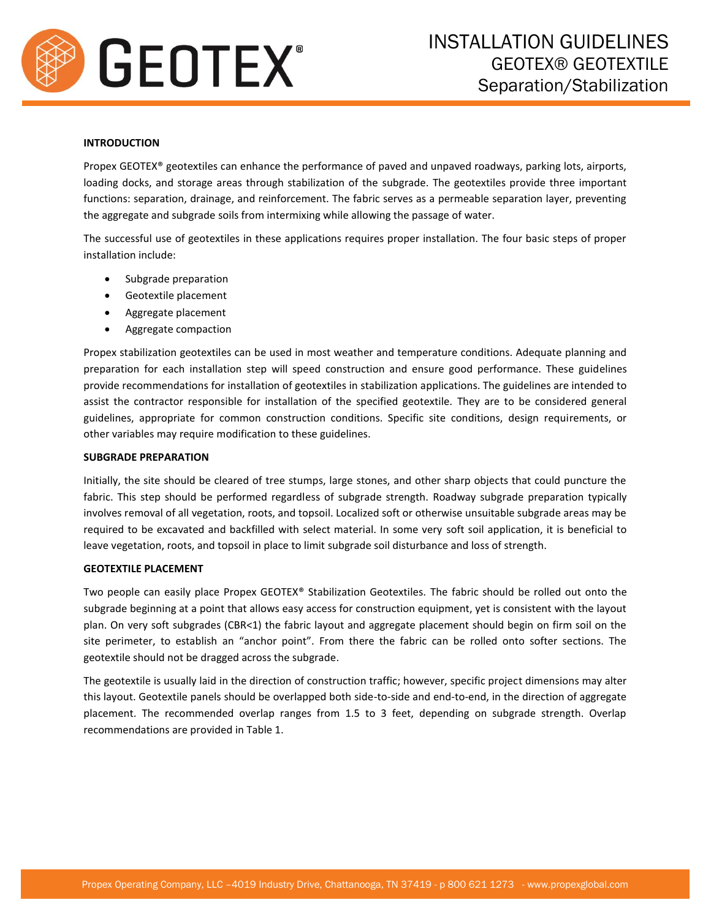# INSTALLATION GUIDELINES
## GEOTEX® GEOTEXTILE
## Separation/Stabilization

### INTRODUCTION

Propex GEOTEX® geotextiles can enhance the performance of paved and unpaved roadways, parking lots, airports, loading docks, and storage areas through stabilization of the subgrade. The geotextiles provide three important functions: separation, drainage, and reinforcement. The fabric serves as a permeable separation layer, preventing the aggregate and subgrade soils from intermixing while allowing the passage of water.

The successful use of geotextiles in these applications requires proper installation. The four basic steps of proper installation include:

- Subgrade preparation
- Geotextile placement
- Aggregate placement
- Aggregate compaction

Propex stabilization geotextiles can be used in most weather and temperature conditions. Adequate planning and preparation for each installation step will speed construction and ensure good performance. These guidelines provide recommendations for installation of geotextiles in stabilization applications. The guidelines are intended to assist the contractor responsible for installation of the specified geotextile. They are to be considered general guidelines, appropriate for common construction conditions. Specific site conditions, design requirements, or other variables may require modification to these guidelines.

### SUBGRADE PREPARATION

Initially, the site should be cleared of tree stumps, large stones, and other sharp objects that could puncture the fabric. This step should be performed regardless of subgrade strength. Roadway subgrade preparation typically involves removal of all vegetation, roots, and topsoil. Localized soft or otherwise unsuitable subgrade areas may be required to be excavated and backfilled with select material. In some very soft soil application, it is beneficial to leave vegetation, roots, and topsoil in place to limit subgrade soil disturbance and loss of strength.

### GEOTEXTILE PLACEMENT

Two people can easily place Propex GEOTEX® Stabilization Geotextiles. The fabric should be rolled out onto the subgrade beginning at a point that allows easy access for construction equipment, yet is consistent with the layout plan. On very soft subgrades (CBR<1) the fabric layout and aggregate placement should begin on firm soil on the site perimeter, to establish an "anchor point". From there the fabric can be rolled onto softer sections. The geotextile should not be dragged across the subgrade.

The geotextile is usually laid in the direction of construction traffic; however, specific project dimensions may alter this layout. Geotextile panels should be overlapped both side-to-side and end-to-end, in the direction of aggregate placement. The recommended overlap ranges from 1.5 to 3 feet, depending on subgrade strength. Overlap recommendations are provided in Table 1.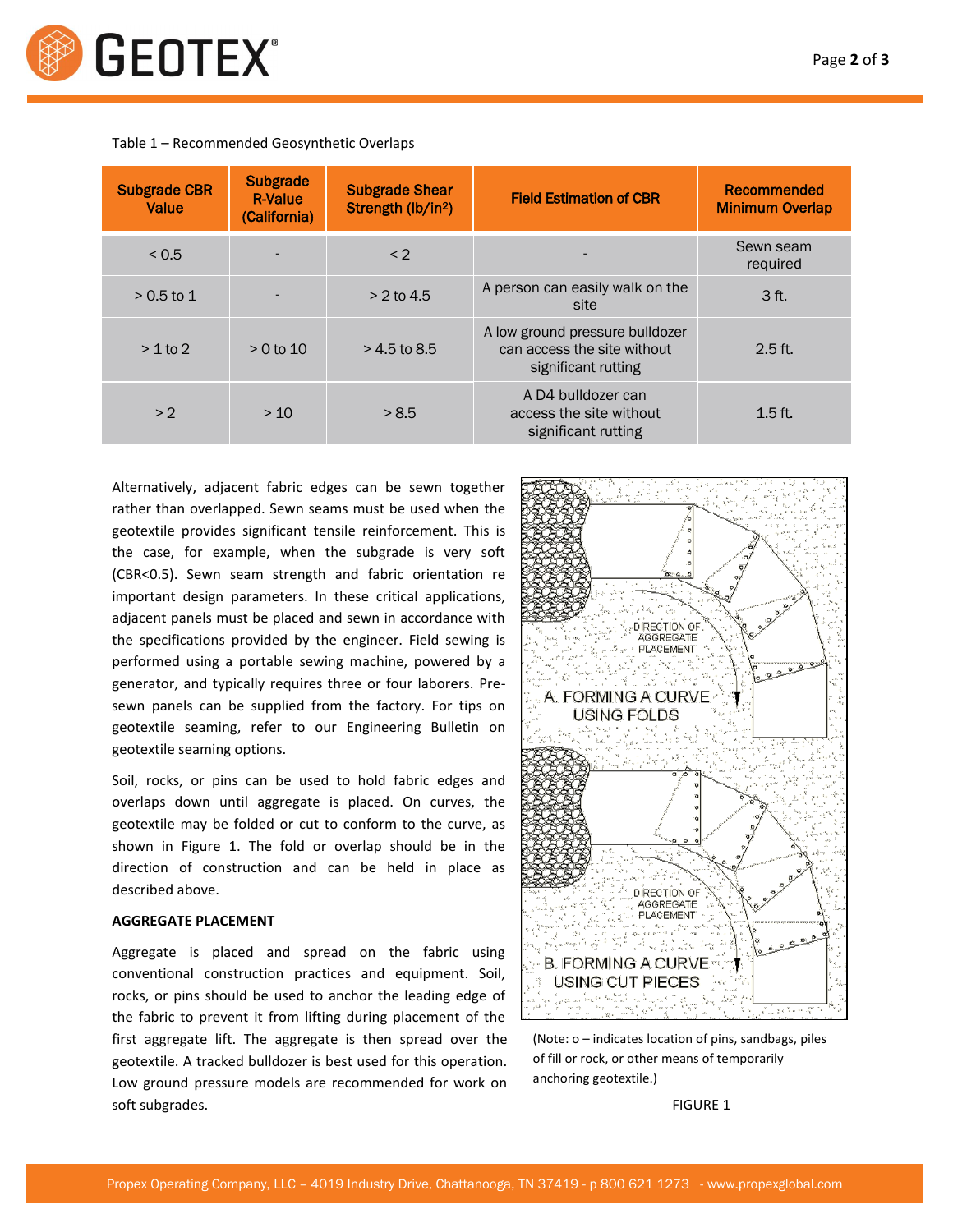Table 1 – Recommended Geosynthetic Overlaps

| Subgrade CBR Value | Subgrade R-Value (California) | Subgrade Shear Strength (lb/in²) | Field Estimation of CBR | Recommended Minimum Overlap |
|---|---|---|---|---|
| < 0.5 | - | < 2 | - | Sewn seam required |
| > 0.5 to 1 | - | > 2 to 4.5 | A person can easily walk on the site | 3 ft. |
| > 1 to 2 | > 0 to 10 | > 4.5 to 8.5 | A low ground pressure bulldozer can access the site without significant rutting | 2.5 ft. |
| > 2 | > 10 | > 8.5 | A D4 bulldozer can access the site without significant rutting | 1.5 ft. |

Alternatively, adjacent fabric edges can be sewn together rather than overlapped. Sewn seams must be used when the geotextile provides significant tensile reinforcement. This is the case, for example, when the subgrade is very soft (CBR<0.5). Sewn seam strength and fabric orientation re important design parameters. In these critical applications, adjacent panels must be placed and sewn in accordance with the specifications provided by the engineer. Field sewing is performed using a portable sewing machine, powered by a generator, and typically requires three or four laborers. Pre-sewn panels can be supplied from the factory. For tips on geotextile seaming, refer to our Engineering Bulletin on geotextile seaming options.

Soil, rocks, or pins can be used to hold fabric edges and overlaps down until aggregate is placed. On curves, the geotextile may be folded or cut to conform to the curve, as shown in Figure 1. The fold or overlap should be in the direction of construction and can be held in place as described above.

**AGGREGATE PLACEMENT**

Aggregate is placed and spread on the fabric using conventional construction practices and equipment. Soil, rocks, or pins should be used to anchor the leading edge of the fabric to prevent it from lifting during placement of the first aggregate lift. The aggregate is then spread over the geotextile. A tracked bulldozer is best used for this operation. Low ground pressure models are recommended for work on soft subgrades.

DIRECTION OF AGGREGATE PLACEMENT

A. FORMING A CURVE USING FOLDS

DIRECTION OF AGGREGATE PLACEMENT

B. FORMING A CURVE USING CUT PIECES

(Note: o – indicates location of pins, sandbags, piles of fill or rock, or other means of temporarily anchoring geotextile.)

FIGURE 1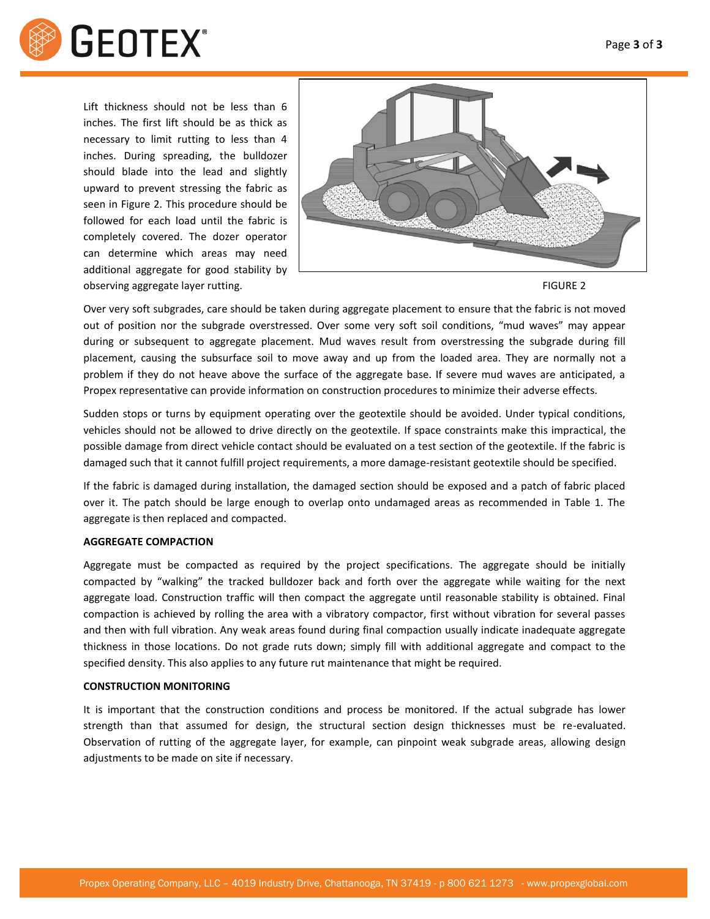Lift thickness should not be less than 6 inches. The first lift should be as thick as necessary to limit rutting to less than 4 inches. During spreading, the bulldozer should blade into the lead and slightly upward to prevent stressing the fabric as seen in Figure 2. This procedure should be followed for each load until the fabric is completely covered. The dozer operator can determine which areas may need additional aggregate for good stability by observing aggregate layer rutting.

FIGURE 2

Over very soft subgrades, care should be taken during aggregate placement to ensure that the fabric is not moved out of position nor the subgrade overstressed. Over some very soft soil conditions, "mud waves" may appear during or subsequent to aggregate placement. Mud waves result from overstressing the subgrade during fill placement, causing the subsurface soil to move away and up from the loaded area. They are normally not a problem if they do not heave above the surface of the aggregate base. If severe mud waves are anticipated, a Propex representative can provide information on construction procedures to minimize their adverse effects.

Sudden stops or turns by equipment operating over the geotextile should be avoided. Under typical conditions, vehicles should not be allowed to drive directly on the geotextile. If space constraints make this impractical, the possible damage from direct vehicle contact should be evaluated on a test section of the geotextile. If the fabric is damaged such that it cannot fulfill project requirements, a more damage-resistant geotextile should be specified.

If the fabric is damaged during installation, the damaged section should be exposed and a patch of fabric placed over it. The patch should be large enough to overlap onto undamaged areas as recommended in Table 1. The aggregate is then replaced and compacted.

**AGGREGATE COMPACTION**

Aggregate must be compacted as required by the project specifications. The aggregate should be initially compacted by "walking" the tracked bulldozer back and forth over the aggregate while waiting for the next aggregate load. Construction traffic will then compact the aggregate until reasonable stability is obtained. Final compaction is achieved by rolling the area with a vibratory compactor, first without vibration for several passes and then with full vibration. Any weak areas found during final compaction usually indicate inadequate aggregate thickness in those locations. Do not grade ruts down; simply fill with additional aggregate and compact to the specified density. This also applies to any future rut maintenance that might be required.

**CONSTRUCTION MONITORING**

It is important that the construction conditions and process be monitored. If the actual subgrade has lower strength than that assumed for design, the structural section design thicknesses must be re-evaluated. Observation of rutting of the aggregate layer, for example, can pinpoint weak subgrade areas, allowing design adjustments to be made on site if necessary.